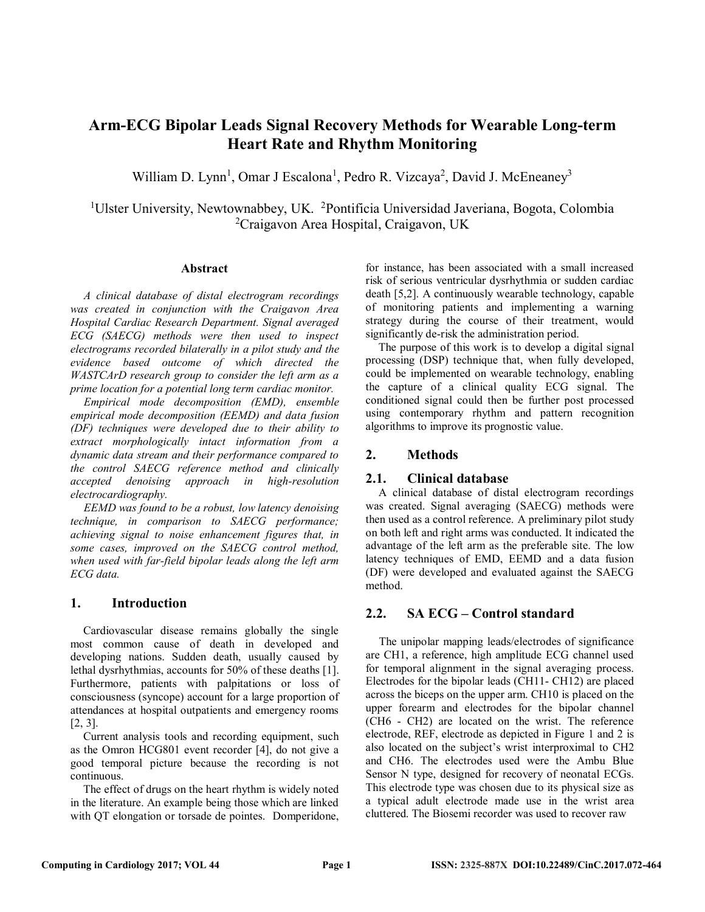# Arm-ECG Bipolar Leads Signal Recovery Methods for Wearable Long-term Heart Rate and Rhythm Monitoring

William D. Lynn[1], Omar J Escalona[1], Pedro R. Vizcaya[2], David J. McEneaney[3]

[1]Ulster University, Newtownabbey, UK. [2]Pontificia Universidad Javeriana, Bogota, Colombia
[2]Craigavon Area Hospital, Craigavon, UK

### Abstract

*A clinical database of distal electrogram recordings was created in conjunction with the Craigavon Area Hospital Cardiac Research Department. Signal averaged ECG (SAECG) methods were then used to inspect electrograms recorded bilaterally in a pilot study and the evidence based outcome of which directed the WASTCArD research group to consider the left arm as a prime location for a potential long term cardiac monitor.*

*Empirical mode decomposition (EMD), ensemble empirical mode decomposition (EEMD) and data fusion (DF) techniques were developed due to their ability to extract morphologically intact information from a dynamic data stream and their performance compared to the control SAECG reference method and clinically accepted denoising approach in high-resolution electrocardiography.*

*EEMD was found to be a robust, low latency denoising technique, in comparison to SAECG performance; achieving signal to noise enhancement figures that, in some cases, improved on the SAECG control method, when used with far-field bipolar leads along the left arm ECG data.*

## 1. Introduction

Cardiovascular disease remains globally the single most common cause of death in developed and developing nations. Sudden death, usually caused by lethal dysrhythmias, accounts for 50% of these deaths [1]. Furthermore, patients with palpitations or loss of consciousness (syncope) account for a large proportion of attendances at hospital outpatients and emergency rooms [2, 3].

Current analysis tools and recording equipment, such as the Omron HCG801 event recorder [4], do not give a good temporal picture because the recording is not continuous.

The effect of drugs on the heart rhythm is widely noted in the literature. An example being those which are linked with QT elongation or torsade de pointes. Domperidone, for instance, has been associated with a small increased risk of serious ventricular dysrhythmia or sudden cardiac death [5,2]. A continuously wearable technology, capable of monitoring patients and implementing a warning strategy during the course of their treatment, would significantly de-risk the administration period.

The purpose of this work is to develop a digital signal processing (DSP) technique that, when fully developed, could be implemented on wearable technology, enabling the capture of a clinical quality ECG signal. The conditioned signal could then be further post processed using contemporary rhythm and pattern recognition algorithms to improve its prognostic value.

## 2. Methods

### 2.1. Clinical database

A clinical database of distal electrogram recordings was created. Signal averaging (SAECG) methods were then used as a control reference. A preliminary pilot study on both left and right arms was conducted. It indicated the advantage of the left arm as the preferable site. The low latency techniques of EMD, EEMD and a data fusion (DF) were developed and evaluated against the SAECG method.

### 2.2. SA ECG – Control standard

The unipolar mapping leads/electrodes of significance are CH1, a reference, high amplitude ECG channel used for temporal alignment in the signal averaging process. Electrodes for the bipolar leads (CH11- CH12) are placed across the biceps on the upper arm. CH10 is placed on the upper forearm and electrodes for the bipolar channel (CH6 - CH2) are located on the wrist. The reference electrode, REF, electrode as depicted in Figure 1 and 2 is also located on the subject's wrist interproximal to CH2 and CH6. The electrodes used were the Ambu Blue Sensor N type, designed for recovery of neonatal ECGs. This electrode type was chosen due to its physical size as a typical adult electrode made use in the wrist area cluttered. The Biosemi recorder was used to recover raw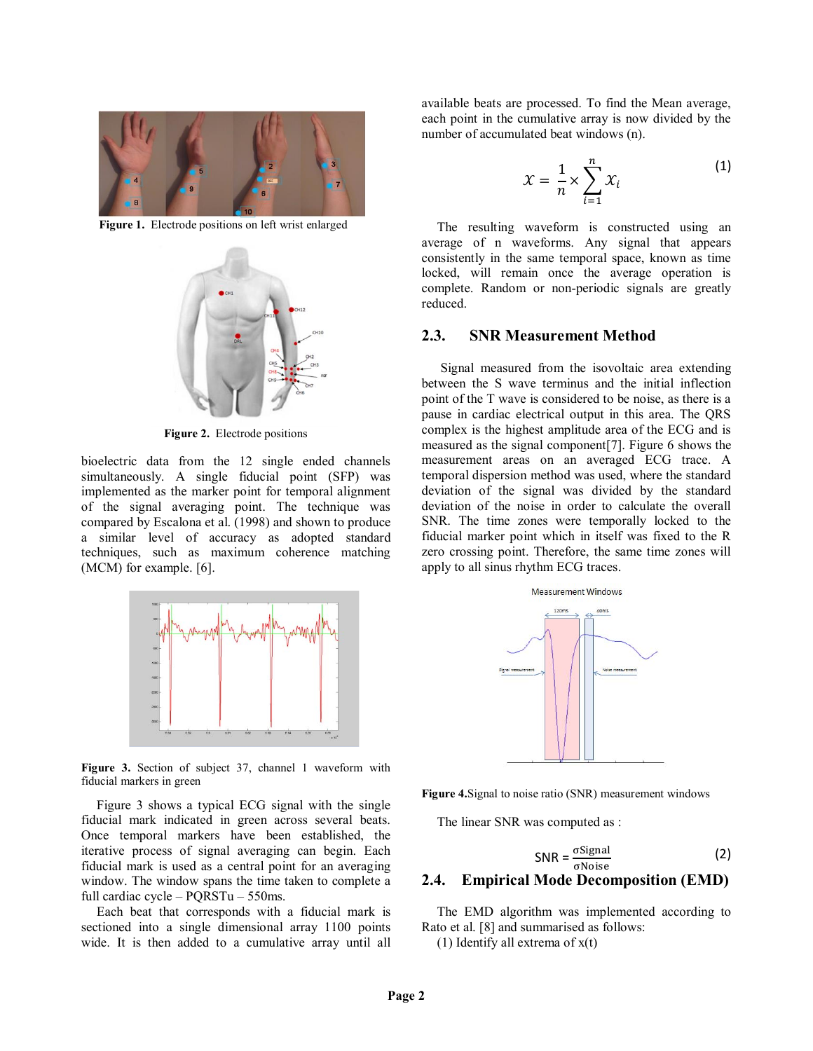Figure 1. Electrode positions on left wrist enlarged

Figure 2. Electrode positions

bioelectric data from the 12 single ended channels simultaneously. A single fiducial point (SFP) was implemented as the marker point for temporal alignment of the signal averaging point. The technique was compared by Escalona et al. (1998) and shown to produce a similar level of accuracy as adopted standard techniques, such as maximum coherence matching (MCM) for example. [6].

Figure 3. Section of subject 37, channel 1 waveform with fiducial markers in green

Figure 3 shows a typical ECG signal with the single fiducial mark indicated in green across several beats. Once temporal markers have been established, the iterative process of signal averaging can begin. Each fiducial mark is used as a central point for an averaging window. The window spans the time taken to complete a full cardiac cycle – PQRSTu – 550ms.

Each beat that corresponds with a fiducial mark is sectioned into a single dimensional array 1100 points wide. It is then added to a cumulative array until all available beats are processed. To find the Mean average, each point in the cumulative array is now divided by the number of accumulated beat windows (n).

$$x = \frac{1}{n} \times \sum_{i=1}^{n} x_i \tag{1}$$

The resulting waveform is constructed using an average of n waveforms. Any signal that appears consistently in the same temporal space, known as time locked, will remain once the average operation is complete. Random or non-periodic signals are greatly reduced.

## 2.3. SNR Measurement Method

Signal measured from the isovoltaic area extending between the S wave terminus and the initial inflection point of the T wave is considered to be noise, as there is a pause in cardiac electrical output in this area. The QRS complex is the highest amplitude area of the ECG and is measured as the signal component[7]. Figure 6 shows the measurement areas on an averaged ECG trace. A temporal dispersion method was used, where the standard deviation of the signal was divided by the standard deviation of the noise in order to calculate the overall SNR. The time zones were temporally locked to the fiducial marker point which in itself was fixed to the R zero crossing point. Therefore, the same time zones will apply to all sinus rhythm ECG traces.

Figure 4. Signal to noise ratio (SNR) measurement windows

The linear SNR was computed as :

$$\text{SNR} = \frac{\sigma\text{Signal}}{\sigma\text{Noise}} \tag{2}$$

## 2.4. Empirical Mode Decomposition (EMD)

The EMD algorithm was implemented according to Rato et al. [8] and summarised as follows:

(1) Identify all extrema of x(t)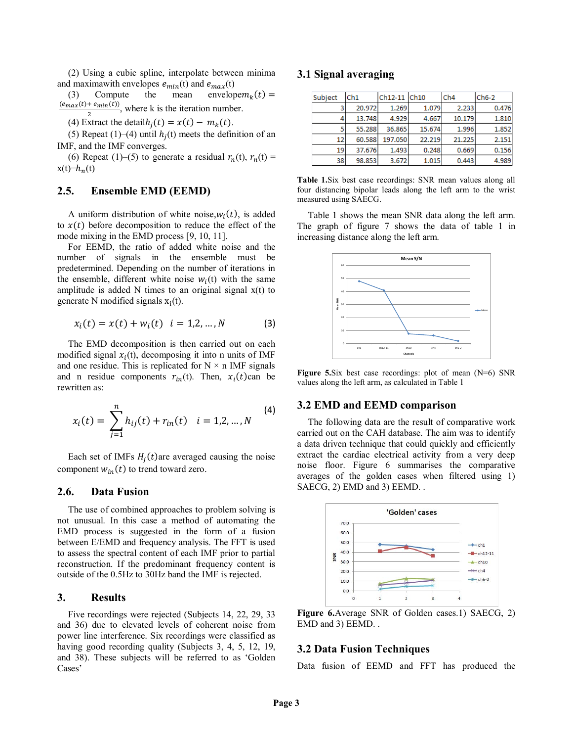(2) Using a cubic spline, interpolate between minima and maximawith envelopes $e_{min}(t)$ and $e_{max}(t)$

(3) Compute the mean envelope$m_k(t) = \frac{(e_{max}(t) + e_{min}(t))}{2}$, where k is the iteration number.

(4) Extract the detail$h_j(t) = x(t) - m_k(t)$.

(5) Repeat (1)–(4) until $h_j(t)$ meets the definition of an IMF, and the IMF converges.

(6) Repeat (1)–(5) to generate a residual $r_n(t)$, $r_n(t)$ = x(t)–$h_n(t)$

## 2.5. Ensemble EMD (EEMD)

A uniform distribution of white noise,$w_i(t)$, is added to $x(t)$ before decomposition to reduce the effect of the mode mixing in the EMD process [9, 10, 11].

For EEMD, the ratio of added white noise and the number of signals in the ensemble must be predetermined. Depending on the number of iterations in the ensemble, different white noise $w_i(t)$ with the same amplitude is added N times to an original signal x(t) to generate N modified signals $x_i(t)$.

$$x_i(t) = x(t) + w_i(t) \quad i = 1,2, \ldots, N \tag{3}$$

The EMD decomposition is then carried out on each modified signal $x_i(t)$, decomposing it into n units of IMF and one residue. This is replicated for N × n IMF signals and n residue components $r_{in}(t)$. Then, $x_i(t)$can be rewritten as:

$$x_i(t) = \sum_{j=1}^{n} h_{ij}(t) + r_{in}(t) \quad i = 1,2, \ldots, N \tag{4}$$

Each set of IMFs $H_j(t)$are averaged causing the noise component $w_{in}(t)$ to trend toward zero.

## 2.6. Data Fusion

The use of combined approaches to problem solving is not unusual. In this case a method of automating the EMD process is suggested in the form of a fusion between E/EMD and frequency analysis. The FFT is used to assess the spectral content of each IMF prior to partial reconstruction. If the predominant frequency content is outside of the 0.5Hz to 30Hz band the IMF is rejected.

## 3. Results

Five recordings were rejected (Subjects 14, 22, 29, 33 and 36) due to elevated levels of coherent noise from power line interference. Six recordings were classified as having good recording quality (Subjects 3, 4, 5, 12, 19, and 38). These subjects will be referred to as 'Golden Cases'

### 3.1 Signal averaging

| Subject | Ch1 | Ch12-11 | Ch10 | Ch4 | Ch6-2 |
|---|---|---|---|---|---|
| 3 | 20.972 | 1.269 | 1.079 | 2.233 | 0.476 |
| 4 | 13.748 | 4.929 | 4.667 | 10.179 | 1.810 |
| 5 | 55.288 | 36.865 | 15.674 | 1.996 | 1.852 |
| 12 | 60.588 | 197.050 | 22.219 | 21.225 | 2.151 |
| 19 | 37.676 | 1.493 | 0.248 | 0.669 | 0.156 |
| 38 | 98.853 | 3.672 | 1.015 | 0.443 | 4.989 |

**Table 1.**Six best case recordings: SNR mean values along all four distancing bipolar leads along the left arm to the wrist measured using SAECG.

Table 1 shows the mean SNR data along the left arm. The graph of figure 7 shows the data of table 1 in increasing distance along the left arm.

**Figure 5.**Six best case recordings: plot of mean (N=6) SNR values along the left arm, as calculated in Table 1

### 3.2 EMD and EEMD comparison

The following data are the result of comparative work carried out on the CAH database. The aim was to identify a data driven technique that could quickly and efficiently extract the cardiac electrical activity from a very deep noise floor. Figure 6 summarises the comparative averages of the golden cases when filtered using 1) SAECG, 2) EMD and 3) EEMD. .

**Figure 6.**Average SNR of Golden cases.1) SAECG, 2) EMD and 3) EEMD. .

### 3.2 Data Fusion Techniques

Data fusion of EEMD and FFT has produced the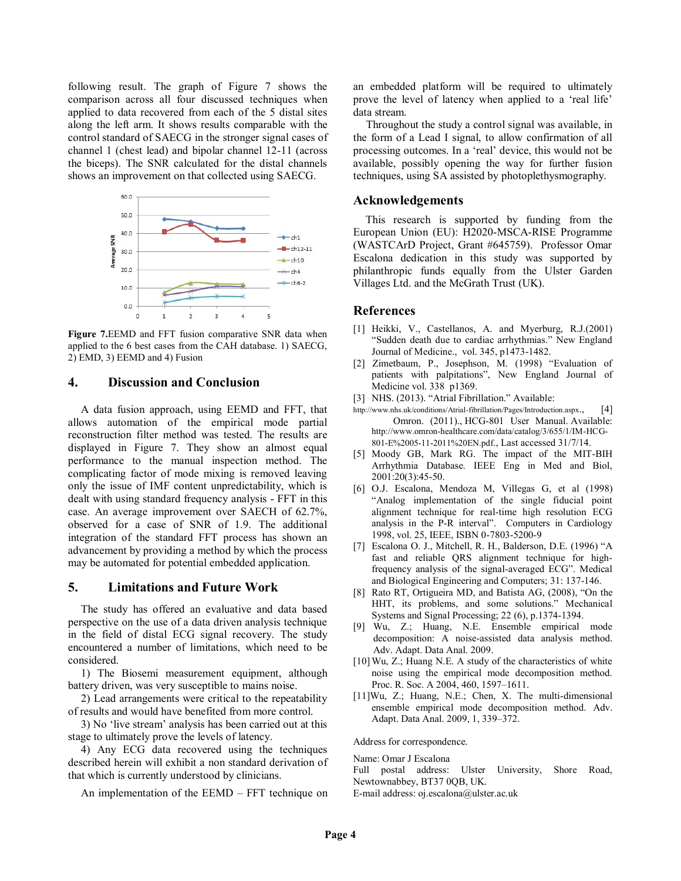following result. The graph of Figure 7 shows the comparison across all four discussed techniques when applied to data recovered from each of the 5 distal sites along the left arm. It shows results comparable with the control standard of SAECG in the stronger signal cases of channel 1 (chest lead) and bipolar channel 12-11 (across the biceps). The SNR calculated for the distal channels shows an improvement on that collected using SAECG.

60.0
50.0
40.0
30.0
20.0
10.0
0.0
Average SNR
0 1 2 3 4 5
ch1
ch12-11
ch10
ch4
ch6-2

**Figure 7.**EEMD and FFT fusion comparative SNR data when applied to the 6 best cases from the CAH database. 1) SAECG, 2) EMD, 3) EEMD and 4) Fusion

## 4. Discussion and Conclusion

A data fusion approach, using EEMD and FFT, that allows automation of the empirical mode partial reconstruction filter method was tested. The results are displayed in Figure 7. They show an almost equal performance to the manual inspection method. The complicating factor of mode mixing is removed leaving only the issue of IMF content unpredictability, which is dealt with using standard frequency analysis - FFT in this case. An average improvement over SAECH of 62.7%, observed for a case of SNR of 1.9. The additional integration of the standard FFT process has shown an advancement by providing a method by which the process may be automated for potential embedded application.

## 5. Limitations and Future Work

The study has offered an evaluative and data based perspective on the use of a data driven analysis technique in the field of distal ECG signal recovery. The study encountered a number of limitations, which need to be considered.

1) The Biosemi measurement equipment, although battery driven, was very susceptible to mains noise.

2) Lead arrangements were critical to the repeatability of results and would have benefited from more control.

3) No 'live stream' analysis has been carried out at this stage to ultimately prove the levels of latency.

4) Any ECG data recovered using the techniques described herein will exhibit a non standard derivation of that which is currently understood by clinicians.

An implementation of the EEMD – FFT technique on an embedded platform will be required to ultimately prove the level of latency when applied to a 'real life' data stream.

Throughout the study a control signal was available, in the form of a Lead I signal, to allow confirmation of all processing outcomes. In a 'real' device, this would not be available, possibly opening the way for further fusion techniques, using SA assisted by photoplethysmography.

## Acknowledgements

This research is supported by funding from the European Union (EU): H2020-MSCA-RISE Programme (WASTCArD Project, Grant #645759). Professor Omar Escalona dedication in this study was supported by philanthropic funds equally from the Ulster Garden Villages Ltd. and the McGrath Trust (UK).

## References

[1] Heikki, V., Castellanos, A. and Myerburg, R.J.(2001) "Sudden death due to cardiac arrhythmias." New England Journal of Medicine., vol. 345, p1473-1482.

[2] Zimetbaum, P., Josephson, M. (1998) "Evaluation of patients with palpitations", New England Journal of Medicine vol. 338 p1369.

[3] NHS. (2013). "Atrial Fibrillation." Available: http://www.nhs.uk/conditions/Atrial-fibrillation/Pages/Introduction.aspx.,

[4] Omron. (2011)., HCG-801 User Manual. Available: http://www.omron-healthcare.com/data/catalog/3/655/1/IM-HCG-801-E%2005-11-2011%20EN.pdf., Last accessed 31/7/14.

[5] Moody GB, Mark RG. The impact of the MIT-BIH Arrhythmia Database. IEEE Eng in Med and Biol, 2001:20(3):45-50.

[6] O.J. Escalona, Mendoza M, Villegas G, et al (1998) "Analog implementation of the single fiducial point alignment technique for real-time high resolution ECG analysis in the P-R interval". Computers in Cardiology 1998, vol. 25, IEEE, ISBN 0-7803-5200-9

[7] Escalona O. J., Mitchell, R. H., Balderson, D.E. (1996) "A fast and reliable QRS alignment technique for high-frequency analysis of the signal-averaged ECG". Medical and Biological Engineering and Computers; 31: 137-146.

[8] Rato RT, Ortigueira MD, and Batista AG, (2008), "On the HHT, its problems, and some solutions." Mechanical Systems and Signal Processing; 22 (6), p.1374-1394.

[9] Wu, Z.; Huang, N.E. Ensemble empirical mode decomposition: A noise-assisted data analysis method. Adv. Adapt. Data Anal. 2009.

[10] Wu, Z.; Huang N.E. A study of the characteristics of white noise using the empirical mode decomposition method. Proc. R. Soc. A 2004, 460, 1597–1611.

[11] Wu, Z.; Huang, N.E.; Chen, X. The multi-dimensional ensemble empirical mode decomposition method. Adv. Adapt. Data Anal. 2009, 1, 339–372.

Address for correspondence.

Name: Omar J Escalona
Full postal address: Ulster University, Shore Road, Newtownabbey, BT37 0QB, UK.
E-mail address: oj.escalona@ulster.ac.uk